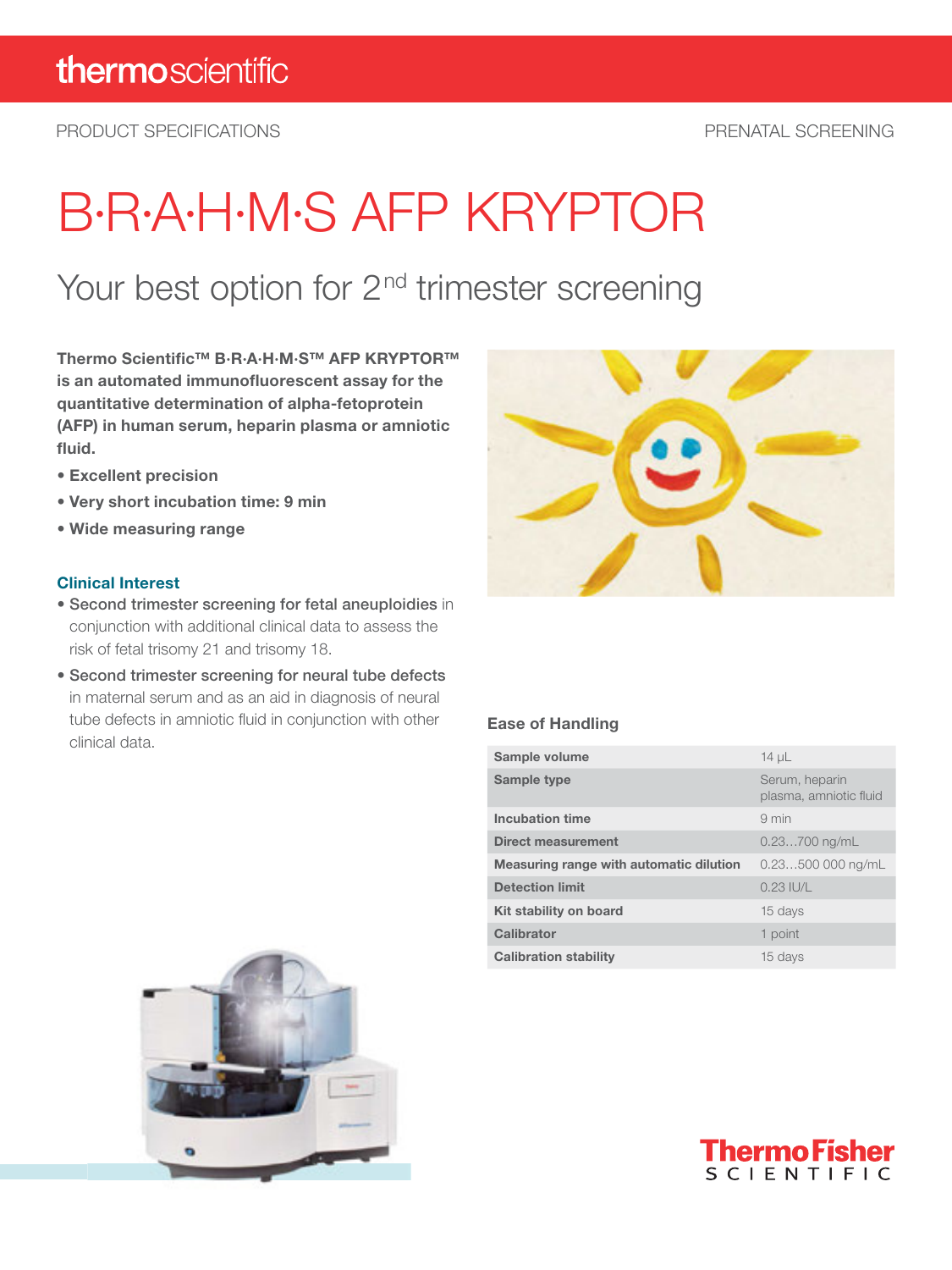thermoscientific

PRODUCT SPECIFICATIONS

PRENATAL SCREENING

# B·R·A·H·M·S AFP KRYPTOR

## Your best option for 2nd trimester screening

**Thermo Scientific™ B·R·A·H·M·S™ AFP KRYPTOR™ is an automated immunofluorescent assay for the quantitative determination of alpha-fetoprotein (AFP) in human serum, heparin plasma or amniotic fluid.**

- **Excellent precision**
- **Very short incubation time: 9 min**
- **Wide measuring range**

### Clinical Interest

- **Second trimester screening for fetal aneuploidies** in conjunction with additional clinical data to assess the risk of fetal trisomy 21 and trisomy 18.
- **Second trimester screening for neural tube defects** in maternal serum and as an aid in diagnosis of neural tube defects in amniotic fluid in conjunction with other clinical data.

### Ease of Handling

| | |
|---|---|
| **Sample volume** | 14 µL |
| **Sample type** | Serum, heparin plasma, amniotic fluid |
| **Incubation time** | 9 min |
| **Direct measurement** | 0.23…700 ng/mL |
| **Measuring range with automatic dilution** | 0.23…500 000 ng/mL |
| **Detection limit** | 0.23 IU/L |
| **Kit stability on board** | 15 days |
| **Calibrator** | 1 point |
| **Calibration stability** | 15 days |

ThermoFisher SCIENTIFIC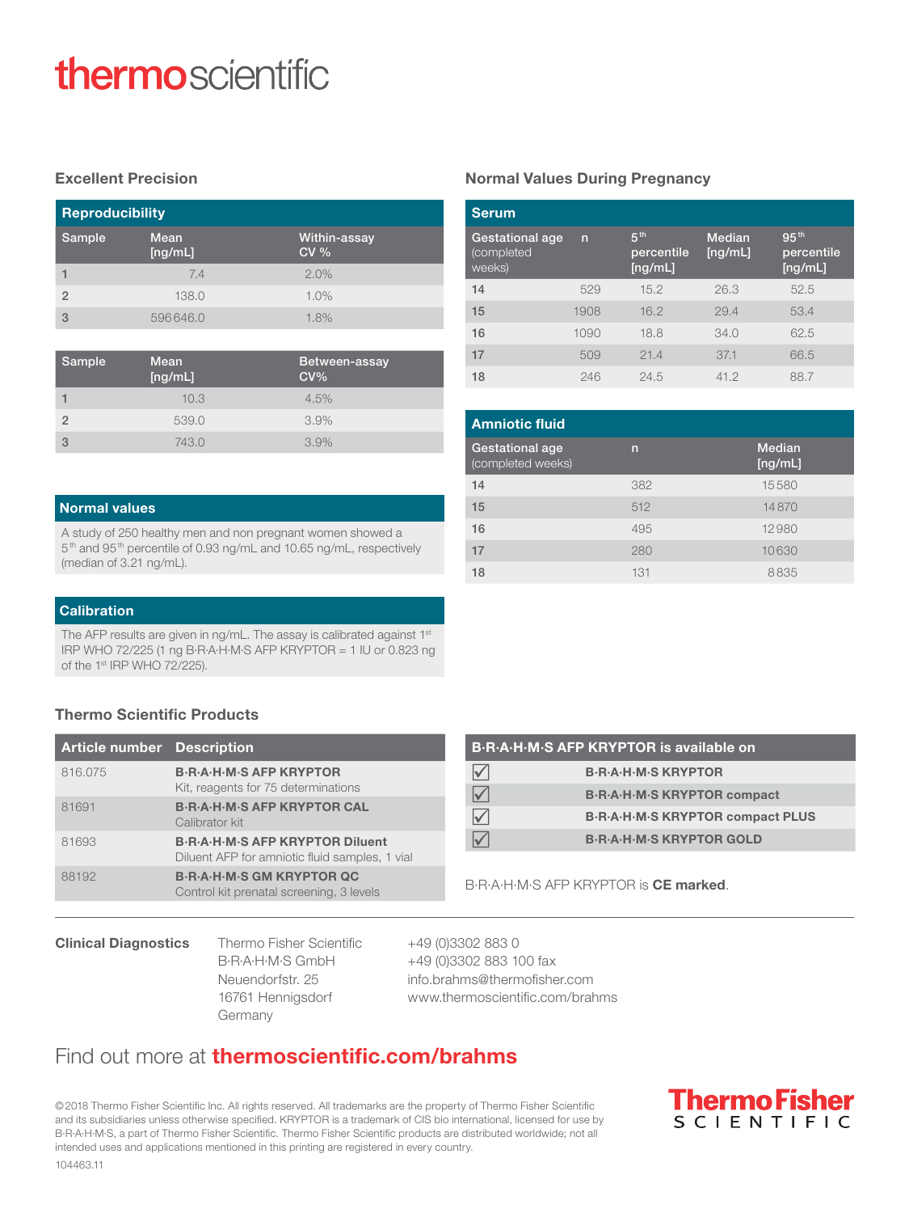thermoscientific

## Excellent Precision

**Reproducibility**

| Sample | Mean [ng/mL] | Within-assay CV % |
|---|---|---|
| 1 | 7.4 | 2.0% |
| 2 | 138.0 | 1.0% |
| 3 | 596 646.0 | 1.8% |

| Sample | Mean [ng/mL] | Between-assay CV% |
|---|---|---|
| 1 | 10.3 | 4.5% |
| 2 | 539.0 | 3.9% |
| 3 | 743.0 | 3.9% |

### Normal values

A study of 250 healthy men and non pregnant women showed a 5th and 95th percentile of 0.93 ng/mL and 10.65 ng/mL, respectively (median of 3.21 ng/mL).

### Calibration

The AFP results are given in ng/mL. The assay is calibrated against 1st IRP WHO 72/225 (1 ng B·R·A·H·M·S AFP KRYPTOR = 1 IU or 0.823 ng of the 1st IRP WHO 72/225).

## Normal Values During Pregnancy

**Serum**

| Gestational age (completed weeks) | n | 5th percentile [ng/mL] | Median [ng/mL] | 95th percentile [ng/mL] |
|---|---|---|---|---|
| 14 | 529 | 15.2 | 26.3 | 52.5 |
| 15 | 1908 | 16.2 | 29.4 | 53.4 |
| 16 | 1090 | 18.8 | 34.0 | 62.5 |
| 17 | 509 | 21.4 | 37.1 | 66.5 |
| 18 | 246 | 24.5 | 41.2 | 88.7 |

**Amniotic fluid**

| Gestational age (completed weeks) | n | Median [ng/mL] |
|---|---|---|
| 14 | 382 | 15 580 |
| 15 | 512 | 14 870 |
| 16 | 495 | 12 980 |
| 17 | 280 | 10 630 |
| 18 | 131 | 8 835 |

## Thermo Scientific Products

| Article number | Description |
|---|---|
| 816.075 | **B·R·A·H·M·S AFP KRYPTOR** Kit, reagents for 75 determinations |
| 81691 | **B·R·A·H·M·S AFP KRYPTOR CAL** Calibrator kit |
| 81693 | **B·R·A·H·M·S AFP KRYPTOR Diluent** Diluent AFP for amniotic fluid samples, 1 vial |
| 88192 | **B·R·A·H·M·S GM KRYPTOR QC** Control kit prenatal screening, 3 levels |

| B·R·A·H·M·S AFP KRYPTOR is available on | |
|---|---|
| ☑ | **B·R·A·H·M·S KRYPTOR** |
| ☑ | **B·R·A·H·M·S KRYPTOR compact** |
| ☑ | **B·R·A·H·M·S KRYPTOR compact PLUS** |
| ☑ | **B·R·A·H·M·S KRYPTOR GOLD** |

B·R·A·H·M·S AFP KRYPTOR is **CE marked**.

**Clinical Diagnostics**

Thermo Fisher Scientific
B·R·A·H·M·S GmbH
Neuendorfstr. 25
16761 Hennigsdorf
Germany

+49 (0)3302 883 0
+49 (0)3302 883 100 fax
info.brahms@thermofisher.com
www.thermoscientific.com/brahms

Find out more at **thermoscientific.com/brahms**

©2018 Thermo Fisher Scientific Inc. All rights reserved. All trademarks are the property of Thermo Fisher Scientific and its subsidiaries unless otherwise specified. KRYPTOR is a trademark of CIS bio international, licensed for use by B·R·A·H·M·S, a part of Thermo Fisher Scientific. Thermo Fisher Scientific products are distributed worldwide; not all intended uses and applications mentioned in this printing are registered in every country.

104463.11

ThermoFisher SCIENTIFIC